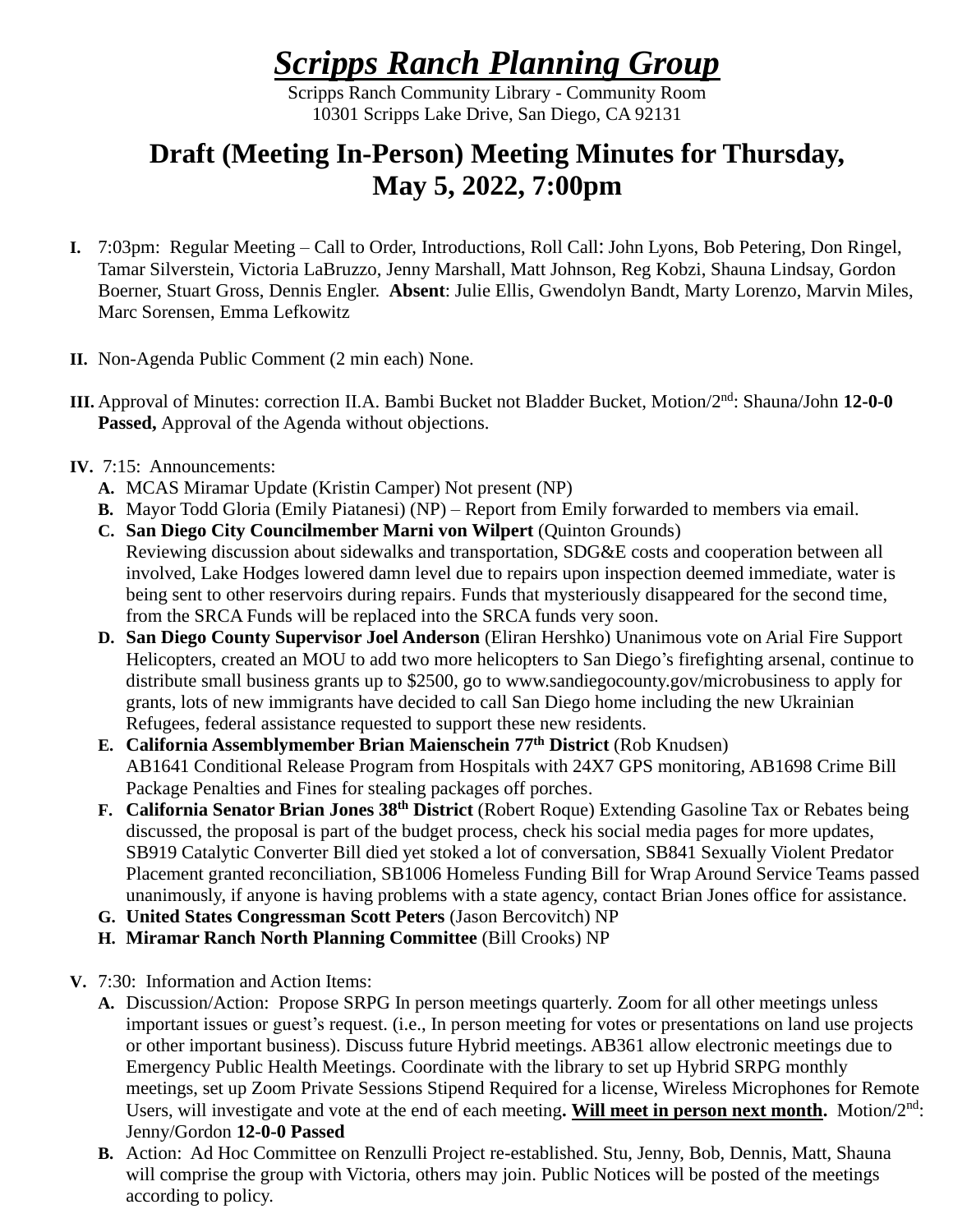# ***Scripps Ranch Planning Group***

Scripps Ranch Community Library - Community Room
10301 Scripps Lake Drive, San Diego, CA 92131

## Draft (Meeting In-Person) Meeting Minutes for Thursday, May 5, 2022, 7:00pm

**I.** 7:03pm: Regular Meeting – Call to Order, Introductions, Roll Call: John Lyons, Bob Petering, Don Ringel, Tamar Silverstein, Victoria LaBruzzo, Jenny Marshall, Matt Johnson, Reg Kobzi, Shauna Lindsay, Gordon Boerner, Stuart Gross, Dennis Engler. **Absent**: Julie Ellis, Gwendolyn Bandt, Marty Lorenzo, Marvin Miles, Marc Sorensen, Emma Lefkowitz

**II.** Non-Agenda Public Comment (2 min each) None.

**III.** Approval of Minutes: correction II.A. Bambi Bucket not Bladder Bucket, Motion/2nd: Shauna/John **12-0-0 Passed,** Approval of the Agenda without objections.

**IV.** 7:15: Announcements:

- **A.** MCAS Miramar Update (Kristin Camper) Not present (NP)
- **B.** Mayor Todd Gloria (Emily Piatanesi) (NP) – Report from Emily forwarded to members via email.
- **C.** **San Diego City Councilmember Marni von Wilpert** (Quinton Grounds) Reviewing discussion about sidewalks and transportation, SDG&E costs and cooperation between all involved, Lake Hodges lowered damn level due to repairs upon inspection deemed immediate, water is being sent to other reservoirs during repairs. Funds that mysteriously disappeared for the second time, from the SRCA Funds will be replaced into the SRCA funds very soon.
- **D.** **San Diego County Supervisor Joel Anderson** (Eliran Hershko) Unanimous vote on Arial Fire Support Helicopters, created an MOU to add two more helicopters to San Diego's firefighting arsenal, continue to distribute small business grants up to $2500, go to www.sandiegocounty.gov/microbusiness to apply for grants, lots of new immigrants have decided to call San Diego home including the new Ukrainian Refugees, federal assistance requested to support these new residents.
- **E.** **California Assemblymember Brian Maienschein 77th District** (Rob Knudsen) AB1641 Conditional Release Program from Hospitals with 24X7 GPS monitoring, AB1698 Crime Bill Package Penalties and Fines for stealing packages off porches.
- **F.** **California Senator Brian Jones 38th District** (Robert Roque) Extending Gasoline Tax or Rebates being discussed, the proposal is part of the budget process, check his social media pages for more updates, SB919 Catalytic Converter Bill died yet stoked a lot of conversation, SB841 Sexually Violent Predator Placement granted reconciliation, SB1006 Homeless Funding Bill for Wrap Around Service Teams passed unanimously, if anyone is having problems with a state agency, contact Brian Jones office for assistance.
- **G.** **United States Congressman Scott Peters** (Jason Bercovitch) NP
- **H.** **Miramar Ranch North Planning Committee** (Bill Crooks) NP

**V.** 7:30: Information and Action Items:

- **A.** Discussion/Action: Propose SRPG In person meetings quarterly. Zoom for all other meetings unless important issues or guest's request. (i.e., In person meeting for votes or presentations on land use projects or other important business). Discuss future Hybrid meetings. AB361 allow electronic meetings due to Emergency Public Health Meetings. Coordinate with the library to set up Hybrid SRPG monthly meetings, set up Zoom Private Sessions Stipend Required for a license, Wireless Microphones for Remote Users, will investigate and vote at the end of each meeting**.** **<u>Will meet in person next month</u>.** Motion/2nd: Jenny/Gordon **12-0-0 Passed**
- **B.** Action: Ad Hoc Committee on Renzulli Project re-established. Stu, Jenny, Bob, Dennis, Matt, Shauna will comprise the group with Victoria, others may join. Public Notices will be posted of the meetings according to policy.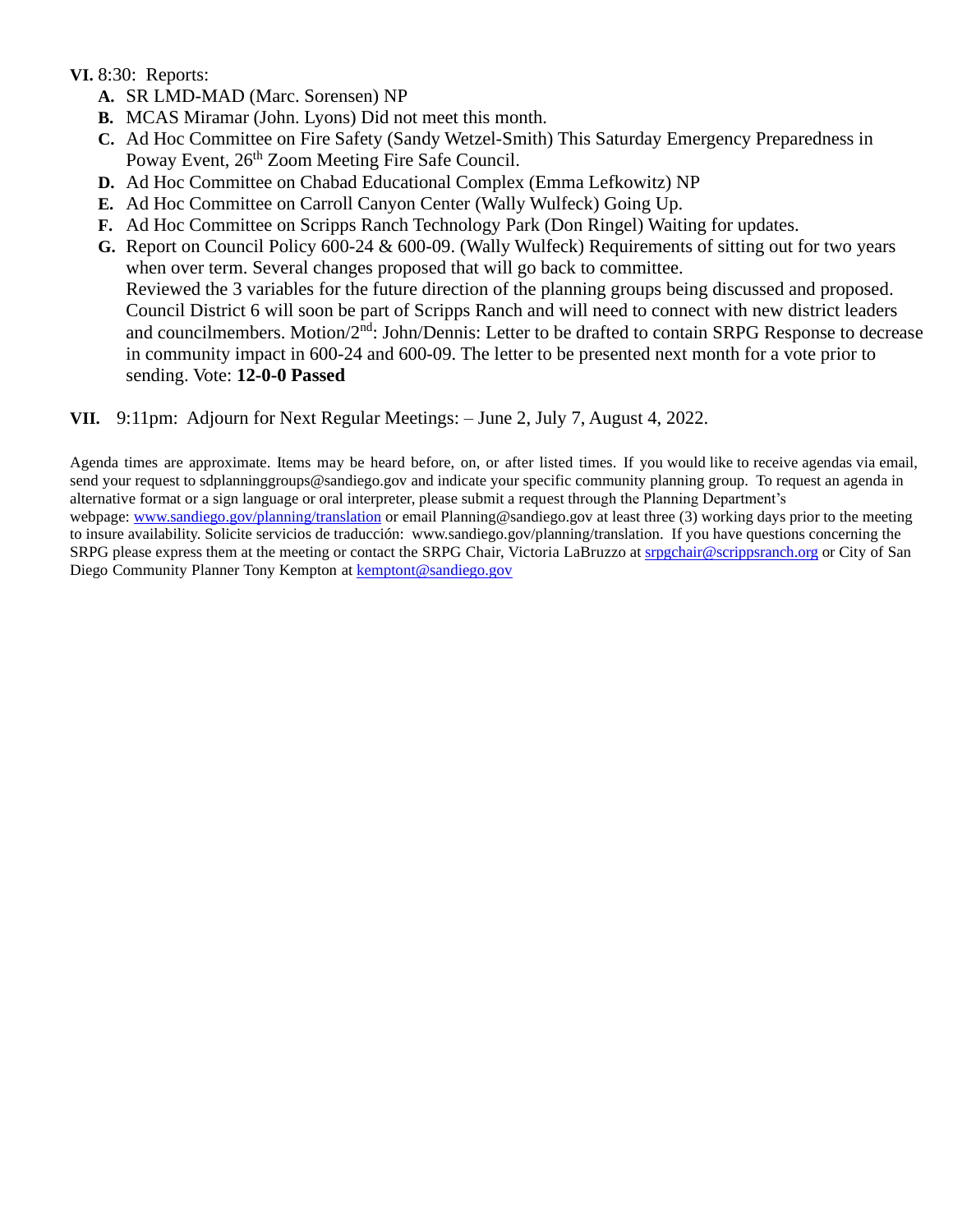**VI.** 8:30: Reports:

- **A.** SR LMD-MAD (Marc. Sorensen) NP
- **B.** MCAS Miramar (John. Lyons) Did not meet this month.
- **C.** Ad Hoc Committee on Fire Safety (Sandy Wetzel-Smith) This Saturday Emergency Preparedness in Poway Event, 26th Zoom Meeting Fire Safe Council.
- **D.** Ad Hoc Committee on Chabad Educational Complex (Emma Lefkowitz) NP
- **E.** Ad Hoc Committee on Carroll Canyon Center (Wally Wulfeck) Going Up.
- **F.** Ad Hoc Committee on Scripps Ranch Technology Park (Don Ringel) Waiting for updates.
- **G.** Report on Council Policy 600-24 & 600-09. (Wally Wulfeck) Requirements of sitting out for two years when over term. Several changes proposed that will go back to committee.
  Reviewed the 3 variables for the future direction of the planning groups being discussed and proposed. Council District 6 will soon be part of Scripps Ranch and will need to connect with new district leaders and councilmembers. Motion/2nd: John/Dennis: Letter to be drafted to contain SRPG Response to decrease in community impact in 600-24 and 600-09. The letter to be presented next month for a vote prior to sending. Vote: **12-0-0 Passed**

**VII.** 9:11pm: Adjourn for Next Regular Meetings: – June 2, July 7, August 4, 2022.

Agenda times are approximate. Items may be heard before, on, or after listed times. If you would like to receive agendas via email, send your request to sdplanninggroups@sandiego.gov and indicate your specific community planning group. To request an agenda in alternative format or a sign language or oral interpreter, please submit a request through the Planning Department's webpage: www.sandiego.gov/planning/translation or email Planning@sandiego.gov at least three (3) working days prior to the meeting to insure availability. Solicite servicios de traducción: www.sandiego.gov/planning/translation. If you have questions concerning the SRPG please express them at the meeting or contact the SRPG Chair, Victoria LaBruzzo at srpgchair@scrippsranch.org or City of San Diego Community Planner Tony Kempton at kemptont@sandiego.gov